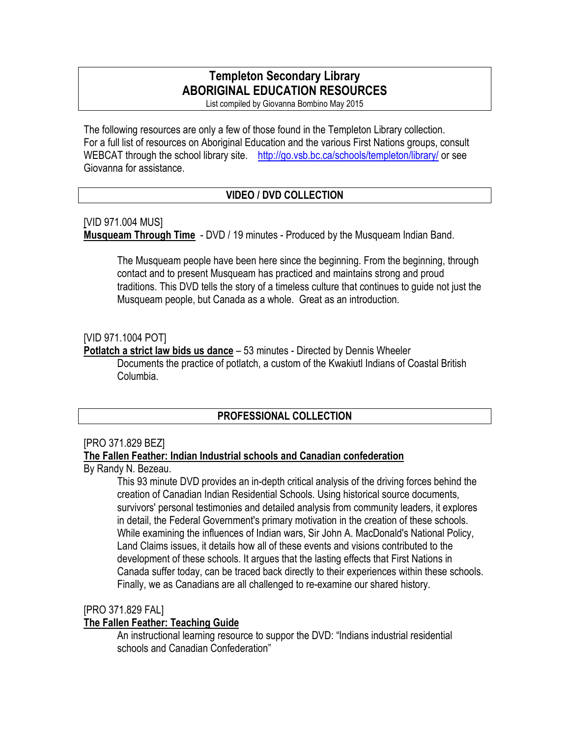# Templeton Secondary Library
# ABORIGINAL EDUCATION RESOURCES

List compiled by Giovanna Bombino May 2015

The following resources are only a few of those found in the Templeton Library collection. For a full list of resources on Aboriginal Education and the various First Nations groups, consult WEBCAT through the school library site. http://go.vsb.bc.ca/schools/templeton/library/ or see Giovanna for assistance.

## VIDEO / DVD COLLECTION

[VID 971.004 MUS]
**Musqueam Through Time** - DVD / 19 minutes - Produced by the Musqueam Indian Band.

> The Musqueam people have been here since the beginning. From the beginning, through contact and to present Musqueam has practiced and maintains strong and proud traditions. This DVD tells the story of a timeless culture that continues to guide not just the Musqueam people, but Canada as a whole. Great as an introduction.

[VID 971.1004 POT]
**Potlatch a strict law bids us dance** – 53 minutes - Directed by Dennis Wheeler

> Documents the practice of potlatch, a custom of the Kwakiutl Indians of Coastal British Columbia.

## PROFESSIONAL COLLECTION

[PRO 371.829 BEZ]
**The Fallen Feather: Indian Industrial schools and Canadian confederation**
By Randy N. Bezeau.

> This 93 minute DVD provides an in-depth critical analysis of the driving forces behind the creation of Canadian Indian Residential Schools. Using historical source documents, survivors' personal testimonies and detailed analysis from community leaders, it explores in detail, the Federal Government's primary motivation in the creation of these schools. While examining the influences of Indian wars, Sir John A. MacDonald's National Policy, Land Claims issues, it details how all of these events and visions contributed to the development of these schools. It argues that the lasting effects that First Nations in Canada suffer today, can be traced back directly to their experiences within these schools. Finally, we as Canadians are all challenged to re-examine our shared history.

[PRO 371.829 FAL]
**The Fallen Feather: Teaching Guide**

> An instructional learning resource to suppor the DVD: "Indians industrial residential schools and Canadian Confederation"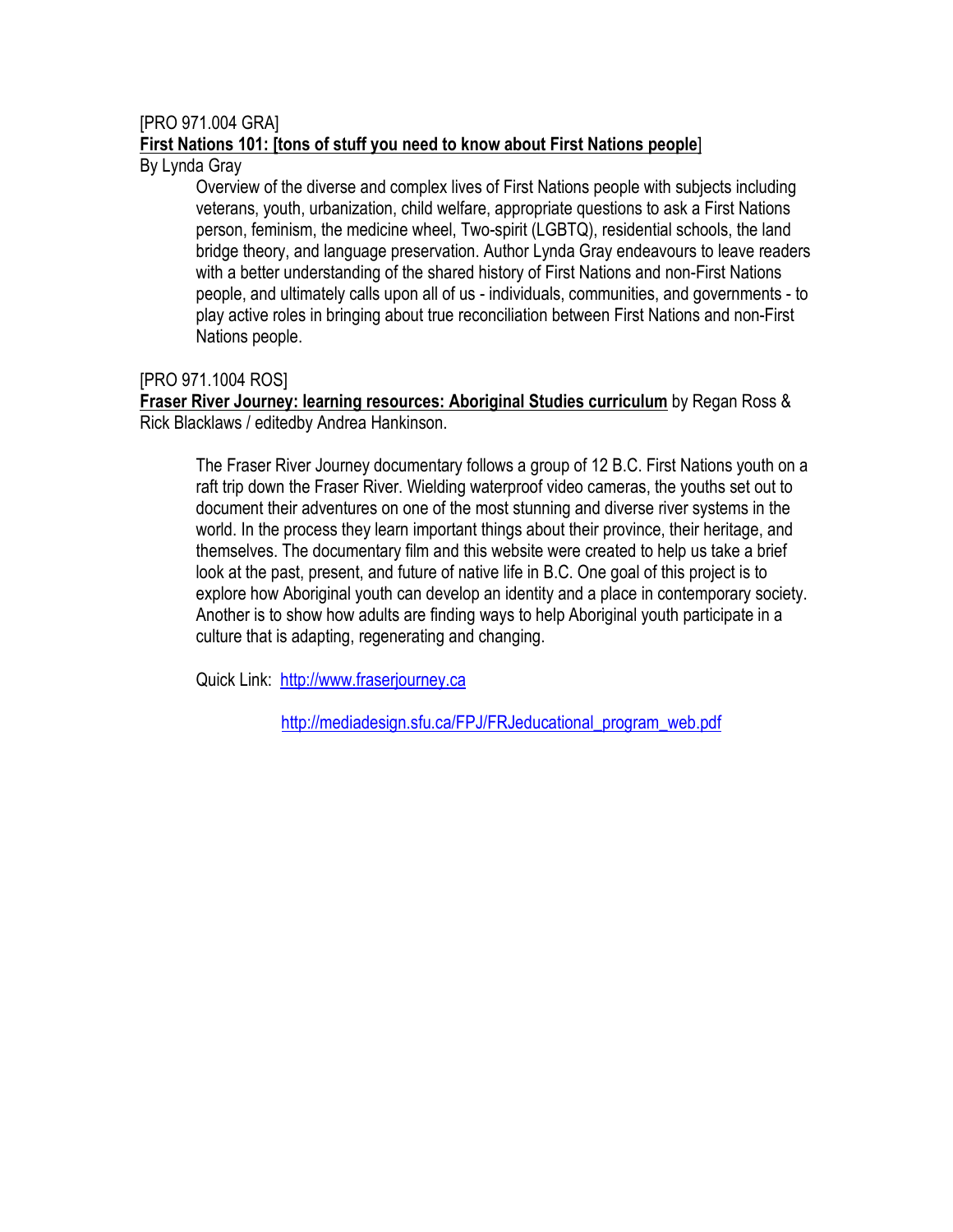[PRO 971.004 GRA]

**First Nations 101: [tons of stuff you need to know about First Nations people]**

By Lynda Gray

> Overview of the diverse and complex lives of First Nations people with subjects including veterans, youth, urbanization, child welfare, appropriate questions to ask a First Nations person, feminism, the medicine wheel, Two-spirit (LGBTQ), residential schools, the land bridge theory, and language preservation. Author Lynda Gray endeavours to leave readers with a better understanding of the shared history of First Nations and non-First Nations people, and ultimately calls upon all of us - individuals, communities, and governments - to play active roles in bringing about true reconciliation between First Nations and non-First Nations people.

[PRO 971.1004 ROS]

**Fraser River Journey: learning resources: Aboriginal Studies curriculum** by Regan Ross & Rick Blacklaws / editedby Andrea Hankinson.

> The Fraser River Journey documentary follows a group of 12 B.C. First Nations youth on a raft trip down the Fraser River. Wielding waterproof video cameras, the youths set out to document their adventures on one of the most stunning and diverse river systems in the world. In the process they learn important things about their province, their heritage, and themselves. The documentary film and this website were created to help us take a brief look at the past, present, and future of native life in B.C. One goal of this project is to explore how Aboriginal youth can develop an identity and a place in contemporary society. Another is to show how adults are finding ways to help Aboriginal youth participate in a culture that is adapting, regenerating and changing.
>
> Quick Link: http://www.fraserjourney.ca
>
> http://mediadesign.sfu.ca/FPJ/FRJeducational_program_web.pdf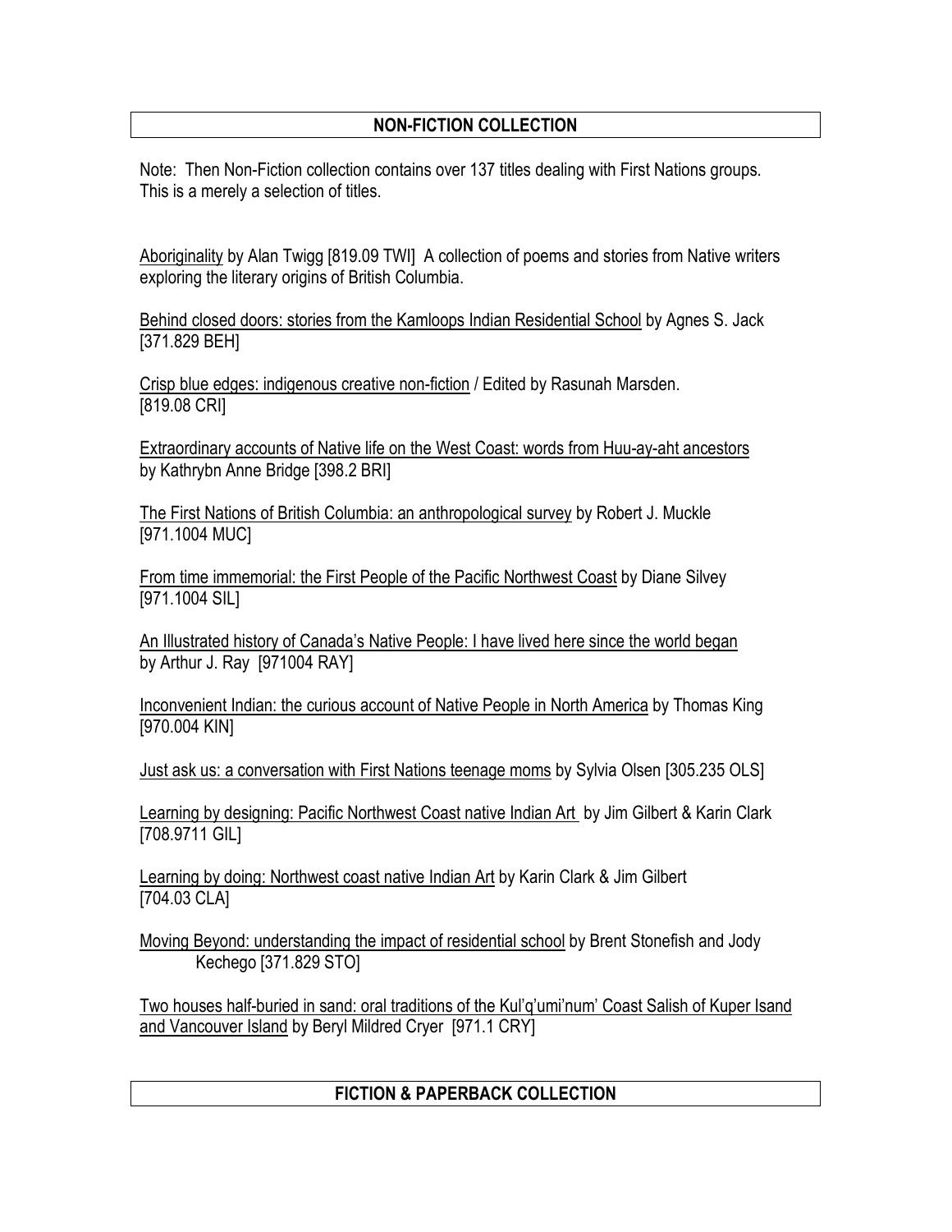## NON-FICTION COLLECTION

Note: Then Non-Fiction collection contains over 137 titles dealing with First Nations groups. This is a merely a selection of titles.

Aboriginality by Alan Twigg [819.09 TWI] A collection of poems and stories from Native writers exploring the literary origins of British Columbia.

Behind closed doors: stories from the Kamloops Indian Residential School by Agnes S. Jack [371.829 BEH]

Crisp blue edges: indigenous creative non-fiction / Edited by Rasunah Marsden. [819.08 CRI]

Extraordinary accounts of Native life on the West Coast: words from Huu-ay-aht ancestors by Kathrybn Anne Bridge [398.2 BRI]

The First Nations of British Columbia: an anthropological survey by Robert J. Muckle [971.1004 MUC]

From time immemorial: the First People of the Pacific Northwest Coast by Diane Silvey [971.1004 SIL]

An Illustrated history of Canada's Native People: I have lived here since the world began by Arthur J. Ray [971004 RAY]

Inconvenient Indian: the curious account of Native People in North America by Thomas King [970.004 KIN]

Just ask us: a conversation with First Nations teenage moms by Sylvia Olsen [305.235 OLS]

Learning by designing: Pacific Northwest Coast native Indian Art by Jim Gilbert & Karin Clark [708.9711 GIL]

Learning by doing: Northwest coast native Indian Art by Karin Clark & Jim Gilbert [704.03 CLA]

Moving Beyond: understanding the impact of residential school by Brent Stonefish and Jody Kechego [371.829 STO]

Two houses half-buried in sand: oral traditions of the Kul'q'umi'num' Coast Salish of Kuper Isand and Vancouver Island by Beryl Mildred Cryer [971.1 CRY]

## FICTION & PAPERBACK COLLECTION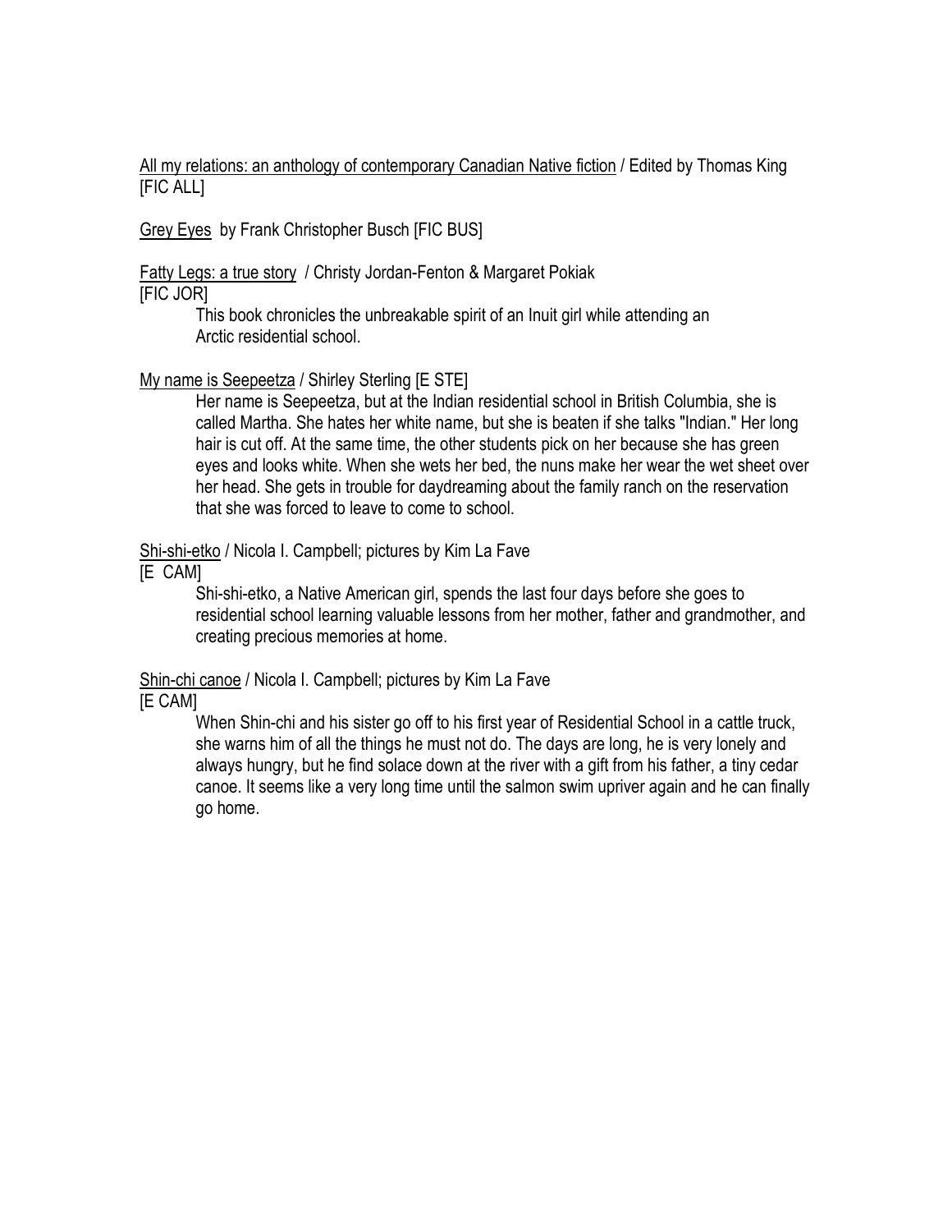<u>All my relations: an anthology of contemporary Canadian Native fiction</u> / Edited by Thomas King [FIC ALL]

<u>Grey Eyes</u> by Frank Christopher Busch [FIC BUS]

<u>Fatty Legs: a true story</u> / Christy Jordan-Fenton & Margaret Pokiak [FIC JOR]

> This book chronicles the unbreakable spirit of an Inuit girl while attending an Arctic residential school.

<u>My name is Seepeetza</u> / Shirley Sterling [E STE]

> Her name is Seepeetza, but at the Indian residential school in British Columbia, she is called Martha. She hates her white name, but she is beaten if she talks "Indian." Her long hair is cut off. At the same time, the other students pick on her because she has green eyes and looks white. When she wets her bed, the nuns make her wear the wet sheet over her head. She gets in trouble for daydreaming about the family ranch on the reservation that she was forced to leave to come to school.

<u>Shi-shi-etko</u> / Nicola I. Campbell; pictures by Kim La Fave [E CAM]

> Shi-shi-etko, a Native American girl, spends the last four days before she goes to residential school learning valuable lessons from her mother, father and grandmother, and creating precious memories at home.

<u>Shin-chi canoe</u> / Nicola I. Campbell; pictures by Kim La Fave [E CAM]

> When Shin-chi and his sister go off to his first year of Residential School in a cattle truck, she warns him of all the things he must not do. The days are long, he is very lonely and always hungry, but he find solace down at the river with a gift from his father, a tiny cedar canoe. It seems like a very long time until the salmon swim upriver again and he can finally go home.